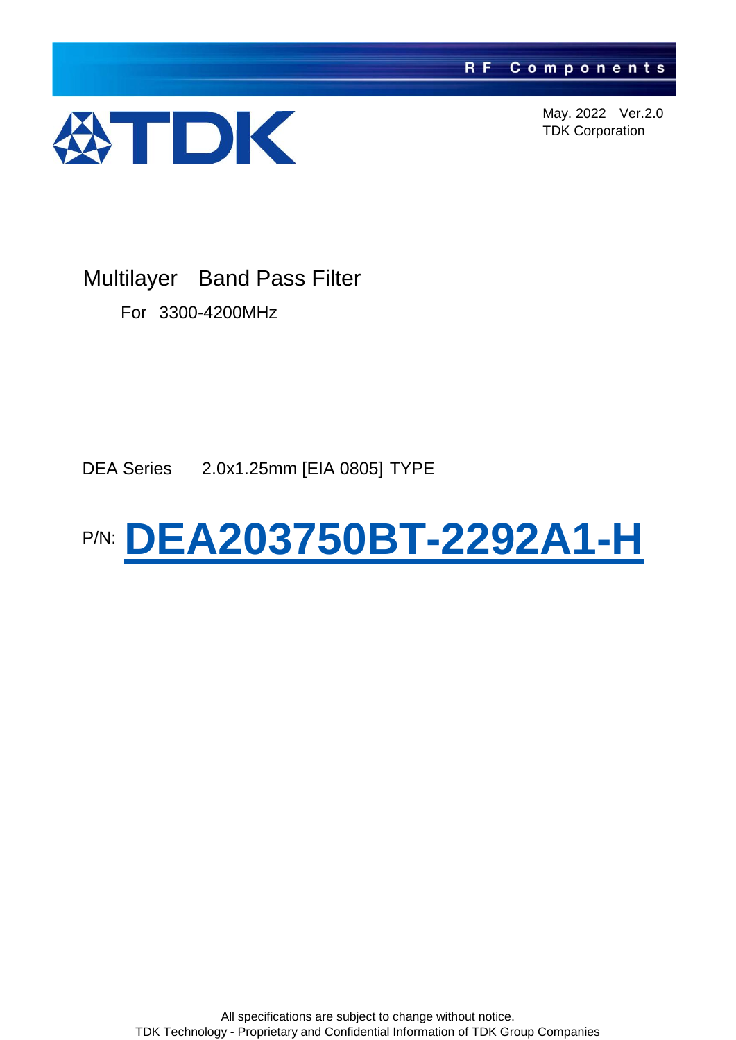RF Components

TDK

May. 2022　Ver.2.0
TDK Corporation

# Multilayer　Band Pass Filter

For　3300-4200MHz

DEA Series　　2.0x1.25mm [EIA 0805] TYPE

P/N: **DEA203750BT-2292A1-H**

All specifications are subject to change without notice.
TDK Technology - Proprietary and Confidential Information of TDK Group Companies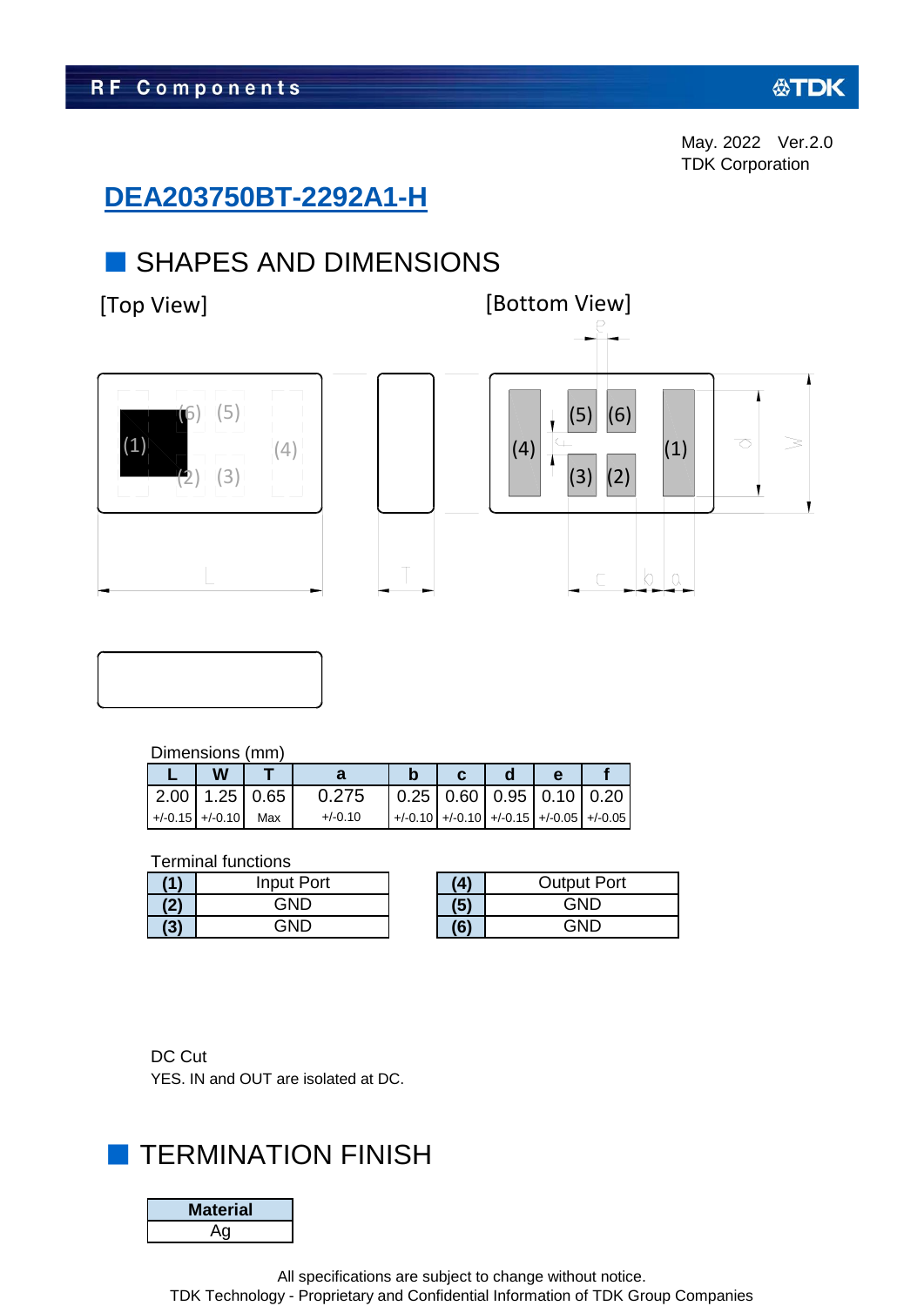May. 2022　Ver.2.0
TDK Corporation

# DEA203750BT-2292A1-H

## SHAPES AND DIMENSIONS

[Top View]　　[Bottom View]

Dimensions (mm)

| L | W | T | a | b | c | d | e | f |
|---|---|---|---|---|---|---|---|---|
| 2.00 | 1.25 | 0.65 | 0.275 | 0.25 | 0.60 | 0.95 | 0.10 | 0.20 |
| +/-0.15 | +/-0.10 | Max | +/-0.10 | +/-0.10 | +/-0.10 | +/-0.15 | +/-0.05 | +/-0.05 |

Terminal functions

| | |
|---|---|
| (1) | Input Port |
| (2) | GND |
| (3) | GND |

| | |
|---|---|
| (4) | Output Port |
| (5) | GND |
| (6) | GND |

DC Cut
YES. IN and OUT are isolated at DC.

## TERMINATION FINISH

| Material |
|---|
| Ag |

All specifications are subject to change without notice.
TDK Technology - Proprietary and Confidential Information of TDK Group Companies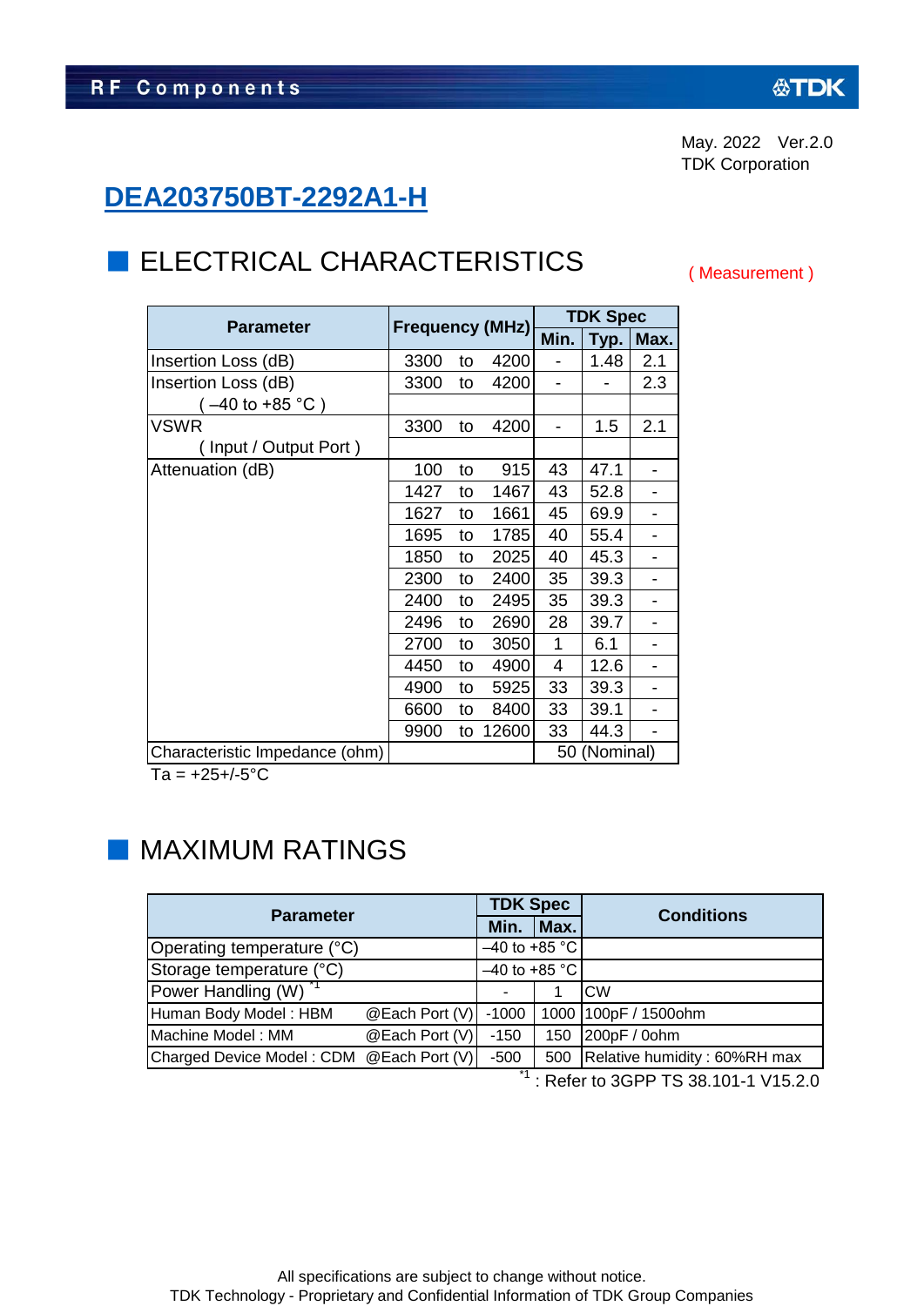May. 2022 Ver.2.0
TDK Corporation

# DEA203750BT-2292A1-H

## ELECTRICAL CHARACTERISTICS

( Measurement )

| Parameter | Frequency (MHz) | TDK Spec | | |
|---|---|---|---|---|
| | | Min. | Typ. | Max. |
| Insertion Loss (dB) | 3300 to 4200 | - | 1.48 | 2.1 |
| Insertion Loss (dB) ( –40 to +85 °C ) | 3300 to 4200 | - | - | 2.3 |
| VSWR ( Input / Output Port ) | 3300 to 4200 | - | 1.5 | 2.1 |
| Attenuation (dB) | 100 to 915 | 43 | 47.1 | - |
| | 1427 to 1467 | 43 | 52.8 | - |
| | 1627 to 1661 | 45 | 69.9 | - |
| | 1695 to 1785 | 40 | 55.4 | - |
| | 1850 to 2025 | 40 | 45.3 | - |
| | 2300 to 2400 | 35 | 39.3 | - |
| | 2400 to 2495 | 35 | 39.3 | - |
| | 2496 to 2690 | 28 | 39.7 | - |
| | 2700 to 3050 | 1 | 6.1 | - |
| | 4450 to 4900 | 4 | 12.6 | - |
| | 4900 to 5925 | 33 | 39.3 | - |
| | 6600 to 8400 | 33 | 39.1 | - |
| | 9900 to 12600 | 33 | 44.3 | - |
| Characteristic Impedance (ohm) | | 50 (Nominal) | | |

Ta = +25+/-5°C

## MAXIMUM RATINGS

| Parameter | | TDK Spec | | Conditions |
|---|---|---|---|---|
| | | Min. | Max. | |
| Operating temperature (°C) | | –40 to +85 °C | | |
| Storage temperature (°C) | | –40 to +85 °C | | |
| Power Handling (W) [*1] | | - | 1 | CW |
| Human Body Model : HBM | @Each Port (V) | -1000 | 1000 | 100pF / 1500ohm |
| Machine Model : MM | @Each Port (V) | -150 | 150 | 200pF / 0ohm |
| Charged Device Model : CDM | @Each Port (V) | -500 | 500 | Relative humidity : 60%RH max |

[*1] : Refer to 3GPP TS 38.101-1 V15.2.0

All specifications are subject to change without notice.
TDK Technology - Proprietary and Confidential Information of TDK Group Companies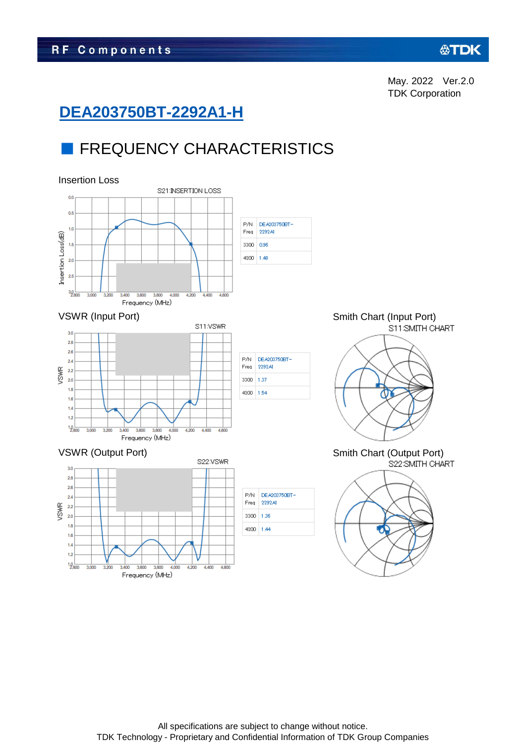May. 2022 Ver.2.0
TDK Corporation

# DEA203750BT-2292A1-H

## FREQUENCY CHARACTERISTICS

### Insertion Loss

S21:INSERTION LOSS

| P/N Freq | DEA203750BT-2292A1 |
|---|---|
| 3300 | 0.96 |
| 4200 | 1.48 |

### VSWR (Input Port)

S11:VSWR

| P/N Freq | DEA203750BT-2292A1 |
|---|---|
| 3300 | 1.37 |
| 4200 | 1.54 |

### Smith Chart (Input Port)

S11:SMITH CHART

### VSWR (Output Port)

S22:VSWR

| P/N Freq | DEA203750BT-2292A1 |
|---|---|
| 3300 | 1.36 |
| 4200 | 1.44 |

### Smith Chart (Output Port)

S22:SMITH CHART

All specifications are subject to change without notice.
TDK Technology - Proprietary and Confidential Information of TDK Group Companies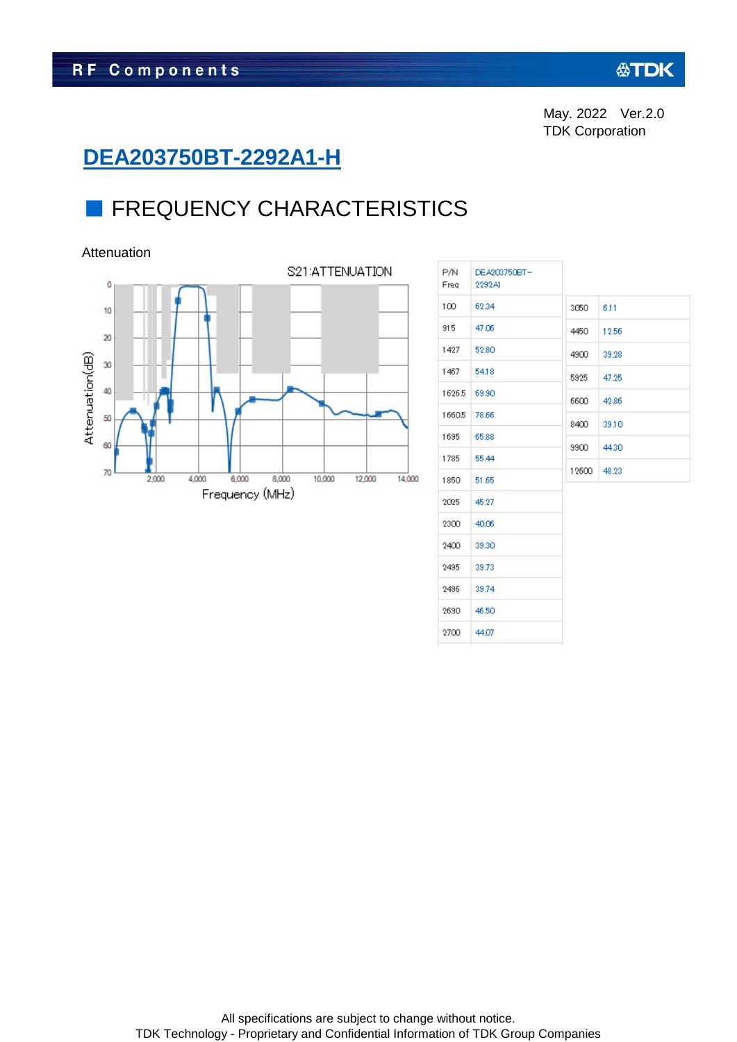May. 2022　Ver.2.0
TDK Corporation

# DEA203750BT-2292A1-H

## FREQUENCY CHARACTERISTICS

Attenuation

| P/N Freq | DEA203750BT-2292A1 |
|---|---|
| 100 | 62.34 |
| 915 | 47.06 |
| 1427 | 52.80 |
| 1467 | 54.18 |
| 1626.5 | 69.90 |
| 1660.5 | 78.66 |
| 1695 | 65.88 |
| 1785 | 55.44 |
| 1850 | 51.65 |
| 2025 | 45.27 |
| 2300 | 40.06 |
| 2400 | 39.30 |
| 2495 | 39.73 |
| 2496 | 39.74 |
| 2690 | 46.50 |
| 2700 | 44.07 |
| 3050 | 6.11 |
| 4450 | 12.56 |
| 4900 | 39.28 |
| 5925 | 47.25 |
| 6600 | 42.86 |
| 8400 | 39.10 |
| 9900 | 44.30 |
| 12600 | 48.23 |

All specifications are subject to change without notice.
TDK Technology - Proprietary and Confidential Information of TDK Group Companies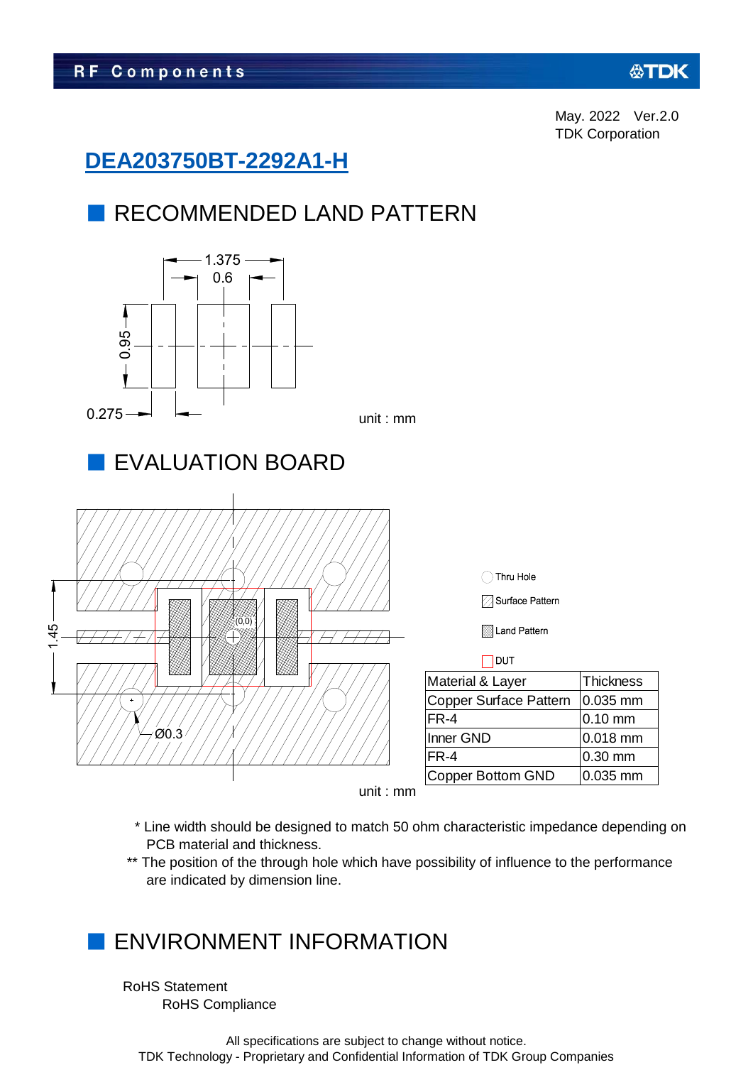May. 2022 Ver.2.0
TDK Corporation

# DEA203750BT-2292A1-H

## RECOMMENDED LAND PATTERN

1.375
0.6
0.95
0.275

unit : mm

## EVALUATION BOARD

Thru Hole
Surface Pattern
Land Pattern
DUT

1.45
Ø0.3
(0,0)

| Material & Layer | Thickness |
|---|---|
| Copper Surface Pattern | 0.035 mm |
| FR-4 | 0.10 mm |
| Inner GND | 0.018 mm |
| FR-4 | 0.30 mm |
| Copper Bottom GND | 0.035 mm |

unit : mm

* Line width should be designed to match 50 ohm characteristic impedance depending on PCB material and thickness.

** The position of the through hole which have possibility of influence to the performance are indicated by dimension line.

## ENVIRONMENT INFORMATION

RoHS Statement
RoHS Compliance

All specifications are subject to change without notice.
TDK Technology - Proprietary and Confidential Information of TDK Group Companies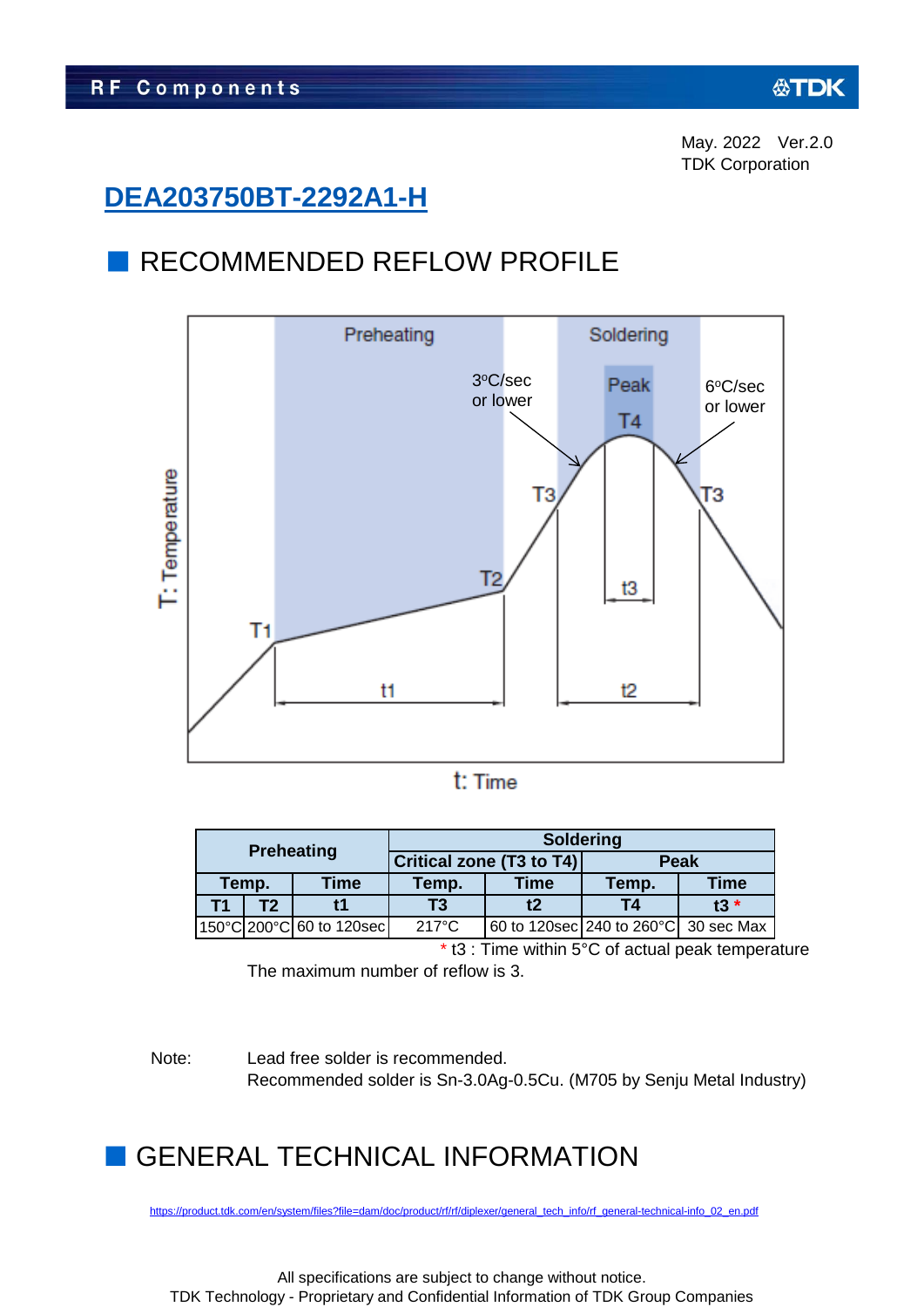May. 2022 Ver.2.0
TDK Corporation

# DEA203750BT-2292A1-H

## RECOMMENDED REFLOW PROFILE

| Preheating | | | Soldering | | | |
|---|---|---|---|---|---|---|
| | | | Critical zone (T3 to T4) | | Peak | |
| Temp. | | Time | Temp. | Time | Temp. | Time |
| T1 | T2 | t1 | T3 | t2 | T4 | t3 * |
| 150°C | 200°C | 60 to 120sec | 217°C | 60 to 120sec | 240 to 260°C | 30 sec Max |

\* t3 : Time within 5°C of actual peak temperature

The maximum number of reflow is 3.

Note: Lead free solder is recommended.
Recommended solder is Sn-3.0Ag-0.5Cu. (M705 by Senju Metal Industry)

## GENERAL TECHNICAL INFORMATION

https://product.tdk.com/en/system/files?file=dam/doc/product/rf/rf/diplexer/general_tech_info/rf_general-technical-info_02_en.pdf

All specifications are subject to change without notice.
TDK Technology - Proprietary and Confidential Information of TDK Group Companies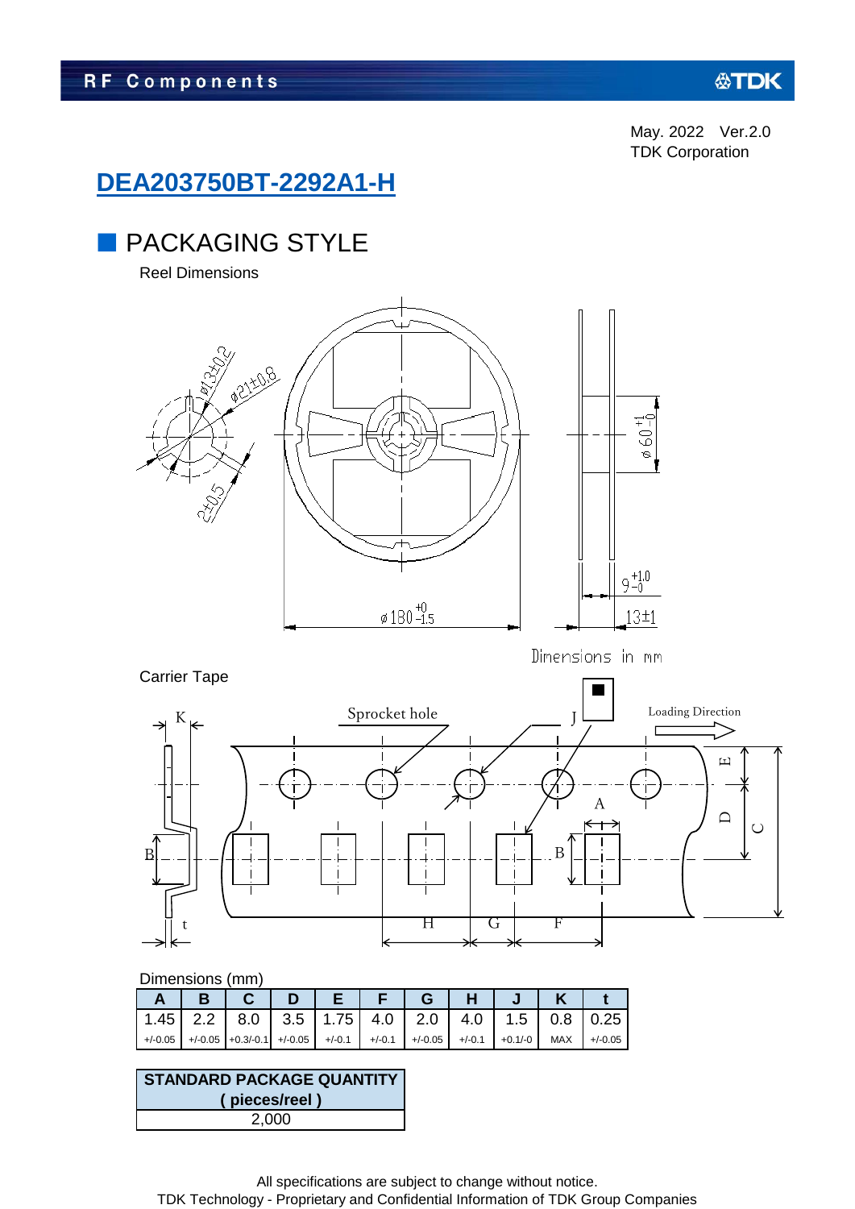May. 2022 Ver.2.0
TDK Corporation

# DEA203750BT-2292A1-H

## PACKAGING STYLE

Reel Dimensions

Dimensions in mm

Carrier Tape

Dimensions (mm)

| A | B | C | D | E | F | G | H | J | K | t |
|---|---|---|---|---|---|---|---|---|---|---|
| 1.45 | 2.2 | 8.0 | 3.5 | 1.75 | 4.0 | 2.0 | 4.0 | 1.5 | 0.8 | 0.25 |
| +/-0.05 | +/-0.05 | +0.3/-0.1 | +/-0.05 | +/-0.1 | +/-0.1 | +/-0.05 | +/-0.1 | +0.1/-0 | MAX | +/-0.05 |

| STANDARD PACKAGE QUANTITY ( pieces/reel ) |
|---|
| 2,000 |

All specifications are subject to change without notice.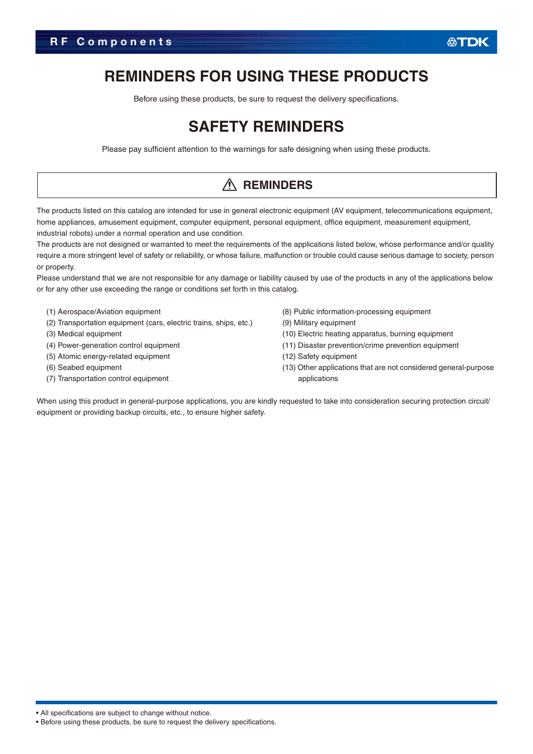# REMINDERS FOR USING THESE PRODUCTS

Before using these products, be sure to request the delivery specifications.

# SAFETY REMINDERS

Please pay sufficient attention to the warnings for safe designing when using these products.

## ⚠ REMINDERS

The products listed on this catalog are intended for use in general electronic equipment (AV equipment, telecommunications equipment, home appliances, amusement equipment, computer equipment, personal equipment, office equipment, measurement equipment, industrial robots) under a normal operation and use condition.

The products are not designed or warranted to meet the requirements of the applications listed below, whose performance and/or quality require a more stringent level of safety or reliability, or whose failure, malfunction or trouble could cause serious damage to society, person or property.

Please understand that we are not responsible for any damage or liability caused by use of the products in any of the applications below or for any other use exceeding the range or conditions set forth in this catalog.

(1) Aerospace/Aviation equipment
(2) Transportation equipment (cars, electric trains, ships, etc.)
(3) Medical equipment
(4) Power-generation control equipment
(5) Atomic energy-related equipment
(6) Seabed equipment
(7) Transportation control equipment
(8) Public information-processing equipment
(9) Military equipment
(10) Electric heating apparatus, burning equipment
(11) Disaster prevention/crime prevention equipment
(12) Safety equipment
(13) Other applications that are not considered general-purpose applications

When using this product in general-purpose applications, you are kindly requested to take into consideration securing protection circuit/ equipment or providing backup circuits, etc., to ensure higher safety.